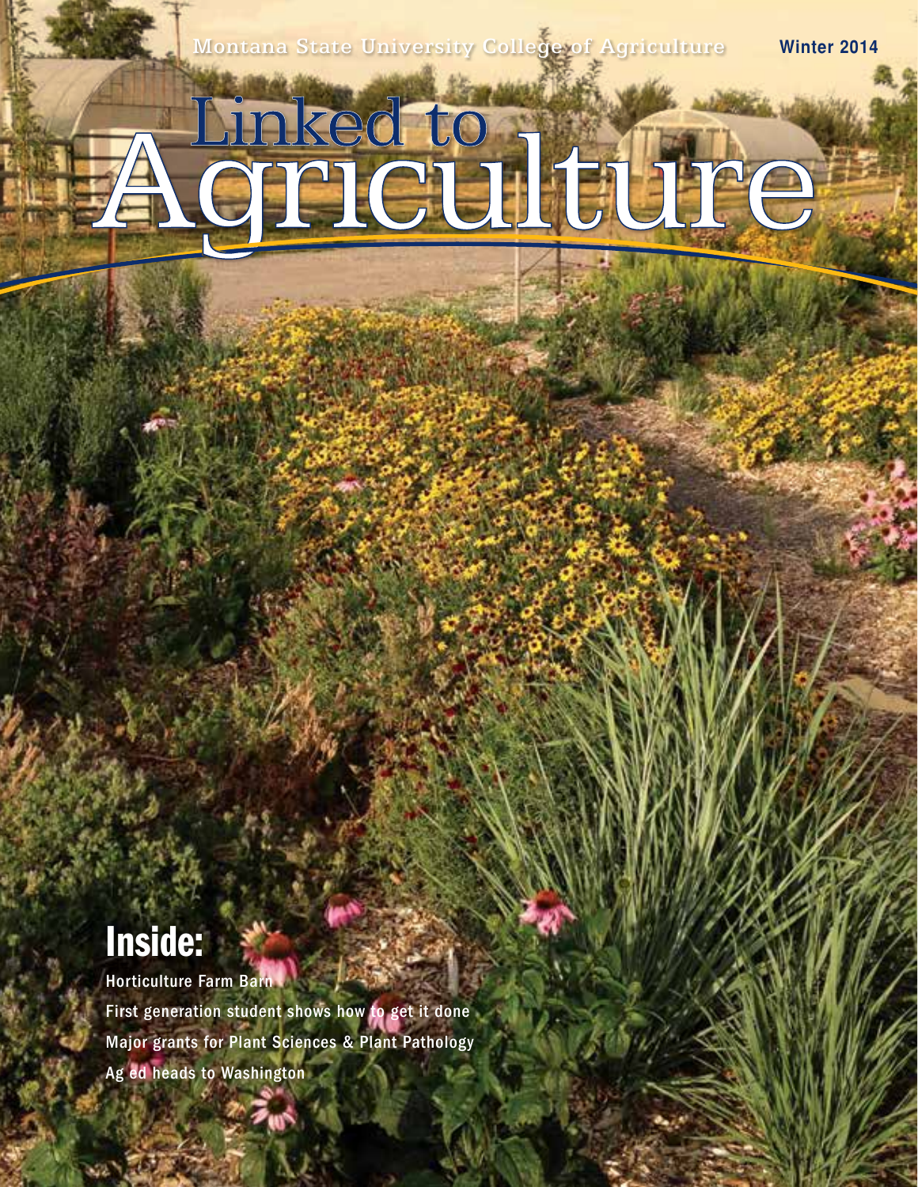Montana State University College of Agriculture

Winter 2014

# Linked to Agriculture

## Inside:

Horticulture Farm Barn

First generation student shows how to get it done

Major grants for Plant Sciences & Plant Pathology

Ag ed heads to Washington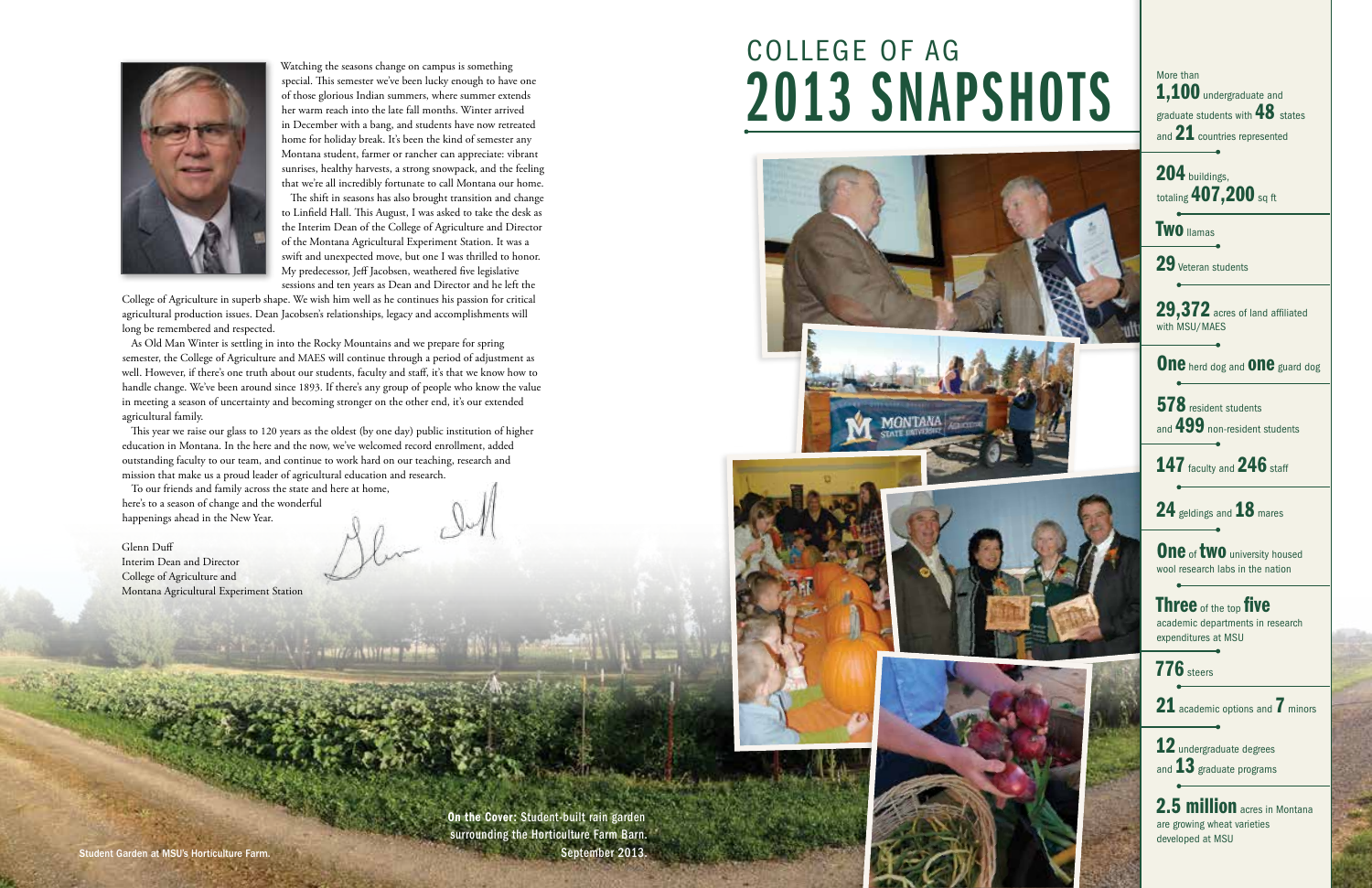Watching the seasons change on campus is something special. This semester we've been lucky enough to have one of those glorious Indian summers, where summer extends her warm reach into the late fall months. Winter arrived in December with a bang, and students have now retreated home for holiday break. It's been the kind of semester any Montana student, farmer or rancher can appreciate: vibrant sunrises, healthy harvests, a strong snowpack, and the feeling that we're all incredibly fortunate to call Montana our home.

The shift in seasons has also brought transition and change to Linfield Hall. This August, I was asked to take the desk as the Interim Dean of the College of Agriculture and Director of the Montana Agricultural Experiment Station. It was a swift and unexpected move, but one I was thrilled to honor. My predecessor, Jeff Jacobsen, weathered five legislative sessions and ten years as Dean and Director and he left the College of Agriculture in superb shape. We wish him well as he continues his passion for critical agricultural production issues. Dean Jacobsen's relationships, legacy and accomplishments will long be remembered and respected.

As Old Man Winter is settling in to the Rocky Mountains and we prepare for spring semester, the College of Agriculture and MAES will continue through a period of adjustment as well. However, if there's one truth about our students, faculty and staff, it's that we know how to handle change. We've been around since 1893. If there's any group of people who know the value in meeting a season of uncertainty and becoming stronger on the other end, it's our extended agricultural family.

This year we raise our glass to 120 years as the oldest (by one day) public institution of higher education in Montana. In the here and the now, we've welcomed record enrollment, added outstanding faculty to our team, and continue to work hard on our teaching, research and mission that make us a proud leader of agricultural education and research.

To our friends and family across the state and here at home, here's to a season of change and the wonderful happenings ahead in the New Year.

Glenn Duff
Interim Dean and Director
College of Agriculture and
Montana Agricultural Experiment Station

Student Garden at MSU's Horticulture Farm.

**On the Cover:** Student-built rain garden surrounding the Horticulture Farm Barn. September 2013.

# COLLEGE OF AG 2013 SNAPSHOTS

- More than **1,100** undergraduate and graduate students with **48** states and **21** countries represented
- **204** buildings, totaling **407,200** sq ft
- **Two** llamas
- **29** Veteran students
- **29,372** acres of land affiliated with MSU/MAES
- **One** herd dog and **One** guard dog
- **578** resident students and **499** non-resident students
- **147** faculty and **246** staff
- **24** geldings and **18** mares
- **One** of **two** university housed wool research labs in the nation
- **Three** of the top **five** academic departments in research expenditures at MSU
- **776** steers
- **21** academic options and **7** minors
- **12** undergraduate degrees and **13** graduate programs
- **2.5 million** acres in Montana are growing wheat varieties developed at MSU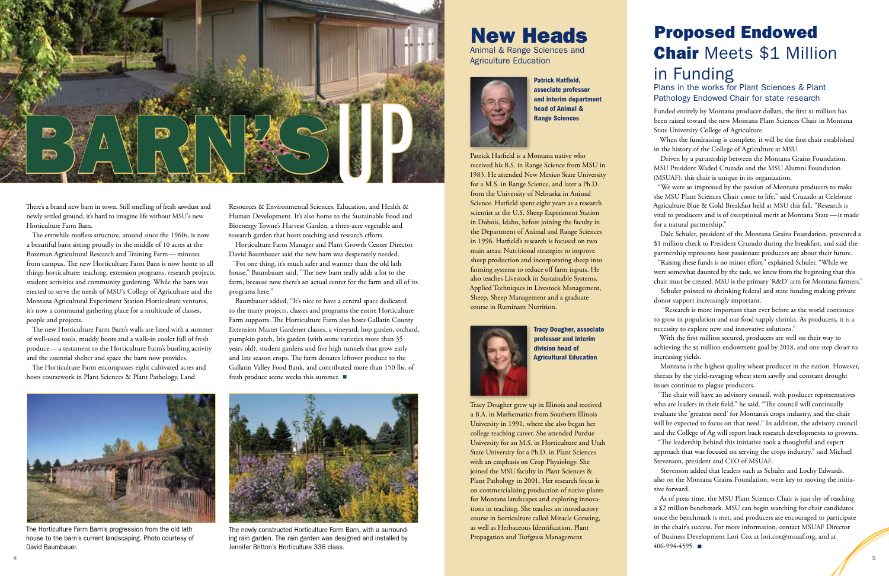# BARN'S UP

There's a brand new barn in town. Still smelling of fresh sawdust and newly settled ground, it's hard to imagine life without MSU's new Horticulture Farm Barn.

The erstwhile roofless structure, around since the 1960s, is now a beautiful barn sitting proudly in the middle of 10 acres at the Bozeman Agricultural Research and Training Farm—minutes from campus. The new Horticulture Farm Barn is now home to all things horticulture: teaching, extension programs, research projects, student activities and community gardening. While the barn was erected to serve the needs of MSU's College of Agriculture and the Montana Agricultural Experiment Station Horticulture ventures, it's now a communal gathering place for a multitude of classes, people and projects.

The new Horticulture Farm Barn's walls are lined with a summer of well-used tools, muddy boots and a walk-in cooler full of fresh produce—a testament to the Horticulture Farm's bustling activity and the essential shelter and space the barn now provides.

The Horticulture Farm encompasses eight cultivated acres and hosts coursework in Plant Sciences & Plant Pathology, Land Resources & Environmental Sciences, Education, and Health & Human Development. It's also home to the Sustainable Food and Bioenergy Towne's Harvest Garden, a three-acre vegetable and research garden that hosts teaching and research efforts.

Horticulture Farm Manager and Plant Growth Center Director David Baumbauer said the new barn was desperately needed.

"For one thing, it's much safer and warmer than the old lath house," Baumbauer said. "The new barn really adds a lot to the farm, because now there's an actual center for the farm and all of its programs here."

Baumbauer added, "It's nice to have a central space dedicated to the many projects, classes and programs the entire Horticulture Farm supports. The Horticulture Farm also hosts Gallatin County Extension Master Gardener classes, a vineyard, hop garden, orchard, pumpkin patch, Iris garden (with some varieties more than 35 years old), student gardens and five high tunnels that grow early and late season crops. The farm donates leftover produce to the Gallatin Valley Food Bank, and contributed more than 150 lbs. of fresh produce some weeks this summer. ■

The Horticulture Farm Barn's progression from the old lath house to the barn's current landscaping. Photo courtesy of David Baumbauer.

The newly constructed Horticulture Farm Barn, with a surrounding rain garden. The rain garden was designed and installed by Jennifer Britton's Horticulture 336 class.

# New Heads

## Animal & Range Sciences and Agriculture Education

**Patrick Hatfield, associate professor and interim department head of Animal & Range Sciences**

Patrick Hatfield is a Montana native who received his B.S. in Range Science from MSU in 1983. He attended New Mexico State University for a M.S. in Range Science, and later a Ph.D. from the University of Nebraska in Animal Science. Hatfield spent eight years as a research scientist at the U.S. Sheep Experiment Station in Dubois, Idaho, before joining the faculty in the Department of Animal and Range Sciences in 1996. Hatfield's research is focused on two main areas: Nutritional strategies to improve sheep production and incorporating sheep into farming systems to reduce off farm inputs. He also teaches Livestock in Sustainable Systems, Applied Techniques in Livestock Management, Sheep, Sheep Management and a graduate course in Ruminant Nutrition.

**Tracy Dougher, associate professor and interim division head of Agricultural Education**

Tracy Dougher grew up in Illinois and received a B.A. in Mathematics from Southern Illinois University in 1991, where she also began her college teaching career. She attended Purdue University for an M.S. in Horticulture and Utah State University for a Ph.D. in Plant Sciences with an emphasis on Crop Physiology. She joined the MSU faculty in Plant Sciences & Plant Pathology in 2001. Her research focus is on commercializing production of native plants for Montana landscapes and exploring innovations in teaching. She teaches an introductory course in horticulture called Miracle Growing, as well as Herbaceous Identification, Plant Propagation and Turfgrass Management.

# Proposed Endowed Chair Meets $1 Million in Funding

## Plans in the works for Plant Sciences & Plant Pathology Endowed Chair for state research

Funded entirely by Montana producer dollars, the first $1 million has been raised toward the new Montana Plant Sciences Chair in Montana State University College of Agriculture.

When the fundraising is complete, it will be the first chair established in the history of the College of Agriculture at MSU.

Driven by a partnership between the Montana Grains Foundation, MSU President Waded Cruzado and the MSU Alumni Foundation (MSUAF), this chair is unique in its organization.

"We were so impressed by the passion of Montana producers to make the MSU Plant Sciences Chair come to life," said Cruzado at Celebrate Agriculture Blue & Gold Breakfast held at MSU this fall. "Research is vital to producers and is of exceptional merit at Montana State—it made for a natural partnership."

Dale Schuler, president of the Montana Grains Foundation, presented a $1 million check to President Cruzado during the breakfast, and said the partnership represents how passionate producers are about their future.

"Raising these funds is no minor effort," explained Schuler. "While we were somewhat daunted by the task, we knew from the beginning that this chair must be created. MSU is the primary 'R&D' arm for Montana farmers."

Schuler pointed to shrinking federal and state funding making private donor support increasingly important.

"Research is more important than ever before as the world continues to grow in population and our food supply shrinks. As producers, it is a necessity to explore new and innovative solutions."

With the first million secured, producers are well on their way to achieving the $5 million endowment goal by 2018, and one step closer to increasing yields.

Montana is the highest quality wheat producer in the nation. However, threats by the yield-ravaging wheat stem sawfly and constant drought issues continue to plague producers.

"The chair will have an advisory council, with producer representatives who are leaders in their field," he said. "The council will continually evaluate the 'greatest need' for Montana's crops industry, and the chair will be expected to focus on that need." In addition, the advisory council and the College of Ag will report back research developments to growers.

"The leadership behind this initiative took a thoughtful and expert approach that was focused on serving the crops industry," said Michael Stevenson, president and CEO of MSUAF.

Stevenson added that leaders such as Schuler and Lochy Edwards, also on the Montana Grains Foundation, were key to moving the initiative forward.

As of press time, the MSU Plant Sciences Chair is just shy of reaching a $2 million benchmark. MSU can begin searching for chair candidates once the benchmark is met, and producers are encouraged to participate in the chair's success. For more information, contact MSUAF Director of Business Development Lori Cox at lori.cox@msuaf.org, and at 406-994-4595. ■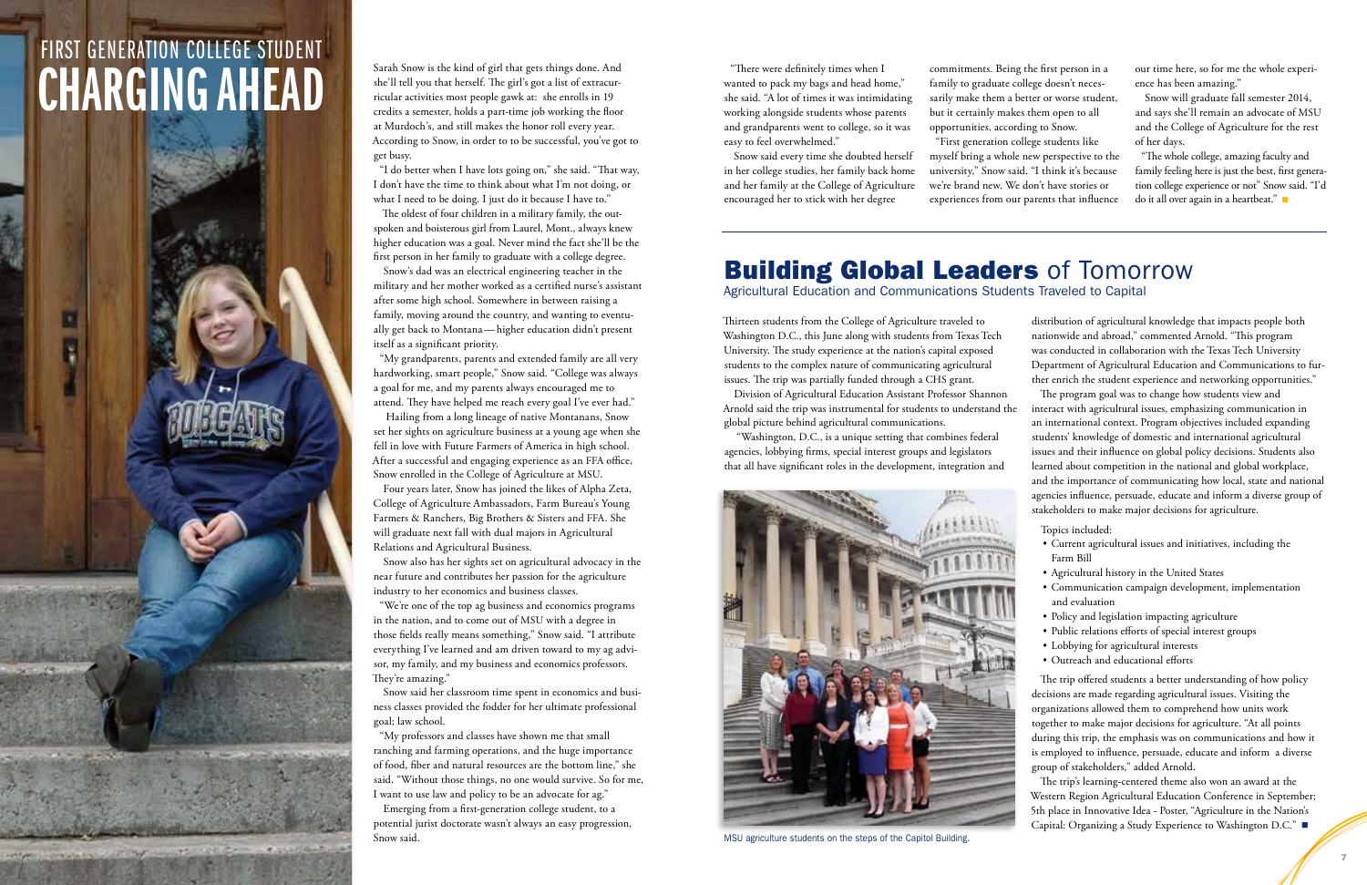# FIRST GENERATION COLLEGE STUDENT
# CHARGING AHEAD

Sarah Snow is the kind of girl that gets things done. And she'll tell you that herself. The girl's got a list of extracurricular activities most people gawk at: she enrolls in 19 credits a semester, holds a part-time job working the floor at Murdoch's, and still makes the honor roll every year. According to Snow, in order to be successful, you've got to get busy.

"I do better when I have lots going on," she said. "That way, I don't have the time to think about what I'm not doing, or what I need to be doing. I just do it because I have to."

The oldest of four children in a military family, the outspoken and boisterous girl from Laurel, Mont., always knew higher education was a goal. Never mind the fact she'll be the first person in her family to graduate with a college degree.

Snow's dad was an electrical engineering teacher in the military and her mother worked as a certified nurse's assistant after some high school. Somewhere in between raising a family, moving around the country, and wanting to eventually get back to Montana—higher education didn't present itself as a significant priority.

"My grandparents, parents and extended family are all very hardworking, smart people," Snow said. "College was always a goal for me, and my parents always encouraged me to attend. They have helped me reach every goal I've ever had."

Hailing from a long lineage of native Montanans, Snow set her sights on agriculture business at a young age when she fell in love with Future Farmers of America in high school. After a successful and engaging experience as an FFA office, Snow enrolled in the College of Agriculture at MSU.

Four years later, Snow has joined the likes of Alpha Zeta, College of Agriculture Ambassadors, Farm Bureau's Young Farmers & Ranchers, Big Brothers & Sisters and FFA. She will graduate next fall with dual majors in Agricultural Relations and Agricultural Business.

Snow also has her sights set on agricultural advocacy in the near future and contributes her passion for the agriculture industry to her economics and business classes.

"We're one of the top ag business and economics programs in the nation, and to come out of MSU with a degree in those fields really means something," Snow said. "I attribute everything I've learned and am driven toward to my ag advisor, my family, and my business and economics professors. They're amazing."

Snow said her classroom time spent in economics and business classes provided the fodder for her ultimate professional goal; law school.

"My professors and classes have shown me that small ranching and farming operations, and the huge importance of food, fiber and natural resources are the bottom line," she said. "Without those things, no one would survive. So for me, I want to use law and policy to be an advocate for ag."

Emerging from a first-generation college student, to a potential jurist doctorate wasn't always an easy progression, Snow said.

"There were definitely times when I wanted to pack my bags and head home," she said. "A lot of times it was intimidating working alongside students whose parents and grandparents went to college, so it was easy to feel overwhelmed."

Snow said every time she doubted herself in her college studies, her family back home and her family at the College of Agriculture encouraged her to stick with her degree commitments. Being the first person in a family to graduate college doesn't necessarily make them a better or worse student, but it certainly makes them open to all opportunities, according to Snow.

"First generation college students like myself bring a whole new perspective to the university," Snow said. "I think it's because we're brand new. We don't have stories or experiences from our parents that influence our time here, so for me the whole experience has been amazing."

Snow will graduate fall semester 2014, and says she'll remain an advocate of MSU and the College of Agriculture for the rest of her days.

"The whole college, amazing faculty and family feeling here is just the best, first generation college experience or not" Snow said. "I'd do it all over again in a heartbeat."

## **Building Global Leaders** of Tomorrow

### Agricultural Education and Communications Students Traveled to Capital

Thirteen students from the College of Agriculture traveled to Washington D.C., this June along with students from Texas Tech University. The study experience at the nation's capital exposed students to the complex nature of communicating agricultural issues. The trip was partially funded through a CHS grant.

Division of Agricultural Education Assistant Professor Shannon Arnold said the trip was instrumental for students to understand the global picture behind agricultural communications.

"Washington, D.C., is a unique setting that combines federal agencies, lobbying firms, special interest groups and legislators that all have significant roles in the development, integration and distribution of agricultural knowledge that impacts people both nationwide and abroad," commented Arnold. "This program was conducted in collaboration with the Texas Tech University Department of Agricultural Education and Communications to further enrich the student experience and networking opportunities."

MSU agriculture students on the steps of the Capitol Building.

The program goal was to change how students view and interact with agricultural issues, emphasizing communication in an international context. Program objectives included expanding students' knowledge of domestic and international agricultural issues and their influence on global policy decisions. Students also learned about competition in the national and global workplace, and the importance of communicating how local, state and national agencies influence, persuade, educate and inform a diverse group of stakeholders to make major decisions for agriculture.

Topics included:

- Current agricultural issues and initiatives, including the Farm Bill
- Agricultural history in the United States
- Communication campaign development, implementation and evaluation
- Policy and legislation impacting agriculture
- Public relations efforts of special interest groups
- Lobbying for agricultural interests
- Outreach and educational efforts

The trip offered students a better understanding of how policy decisions are made regarding agricultural issues. Visiting the organizations allowed them to comprehend how units work together to make major decisions for agriculture. "At all points during this trip, the emphasis was on communications and how it is employed to influence, persuade, educate and inform a diverse group of stakeholders," added Arnold.

The trip's learning-centered theme also won an award at the Western Region Agricultural Education Conference in September; 5th place in Innovative Idea - Poster, "Agriculture in the Nation's Capital: Organizing a Study Experience to Washington D.C."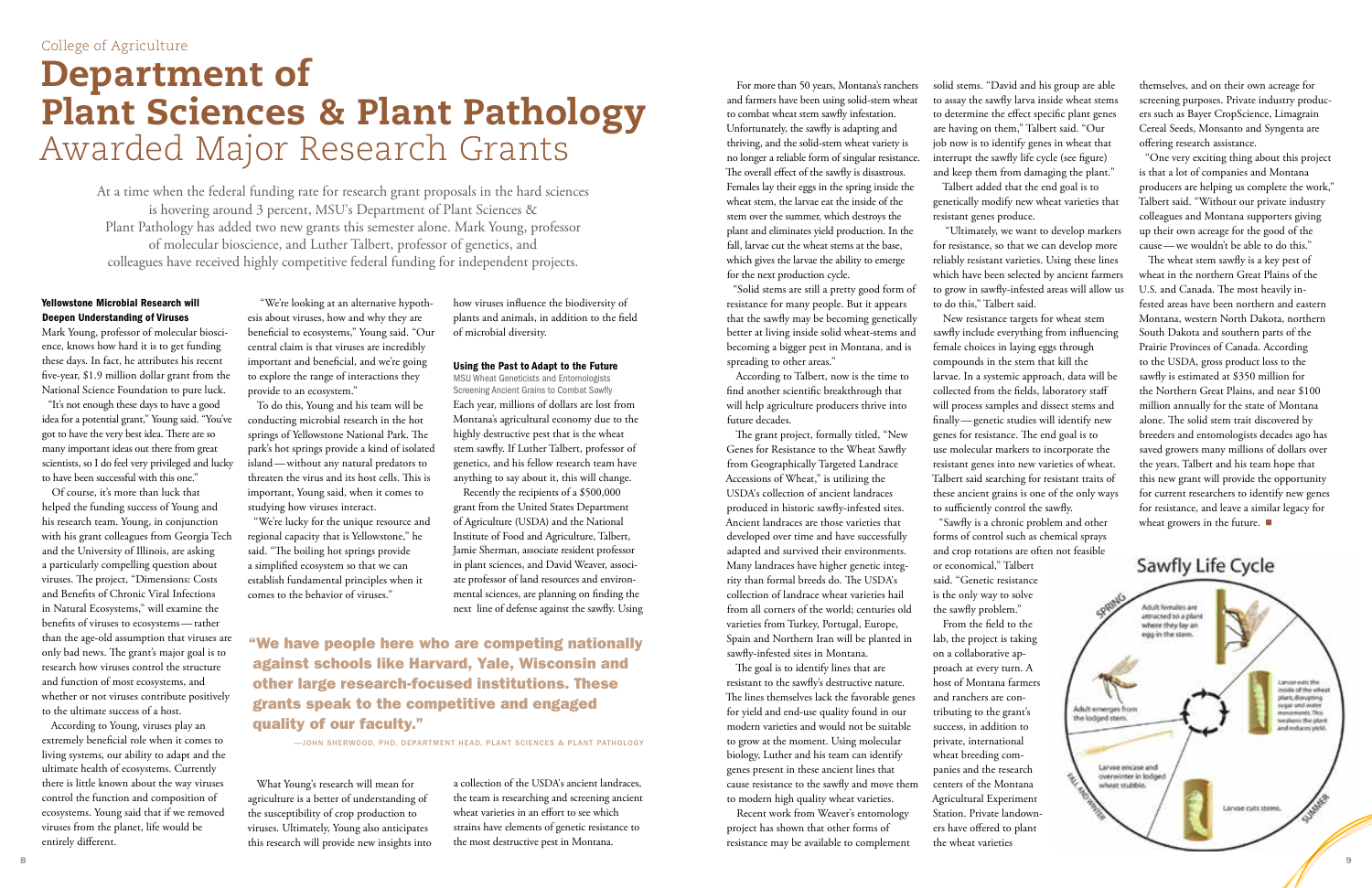College of Agriculture

# Department of Plant Sciences & Plant Pathology Awarded Major Research Grants

At a time when the federal funding rate for research grant proposals in the hard sciences is hovering around 3 percent, MSU's Department of Plant Sciences & Plant Pathology has added two new grants this semester alone. Mark Young, professor of molecular bioscience, and Luther Talbert, professor of genetics, and colleagues have received highly competitive federal funding for independent projects.

### Yellowstone Microbial Research will Deepen Understanding of Viruses

Mark Young, professor of molecular bioscience, knows how hard it is to get funding these days. In fact, he attributes his recent five-year, $1.9 million dollar grant from the National Science Foundation to pure luck.

"It's not enough these days to have a good idea for a potential grant," Young said. "You've got to have the very best idea. There are so many important ideas out there from great scientists, so I do feel very privileged and lucky to have been successful with this one."

Of course, it's more than luck that helped the funding success of Young and his research team. Young, in conjunction with his grant colleagues from Georgia Tech and the University of Illinois, are asking a particularly compelling question about viruses. The project, "Dimensions: Costs and Benefits of Chronic Viral Infections in Natural Ecosystems," will examine the benefits of viruses to ecosystems—rather than the age-old assumption that viruses are only bad news. The grant's major goal is to research how viruses control the structure and function of most ecosystems, and whether or not viruses contribute positively to the ultimate success of a host.

According to Young, viruses play an extremely beneficial role when it comes to living systems, our ability to adapt and the ultimate health of ecosystems. Currently there is little known about the way viruses control the function and composition of ecosystems. Young said that if we removed viruses from the planet, life would be entirely different.

"We're looking at an alternative hypothesis about viruses, how and why they are beneficial to ecosystems," Young said. "Our central claim is that viruses are incredibly important and beneficial, and we're going to explore the range of interactions they provide to an ecosystem."

To do this, Young and his team will be conducting microbial research in the hot springs of Yellowstone National Park. The park's hot springs provide a kind of isolated island—without any natural predators to threaten the virus and its host cells. This is important, Young said, when it comes to studying how viruses interact.

"We're lucky for the unique resource and regional capacity that is Yellowstone," he said. "The boiling hot springs provide a simplified ecosystem so that we can establish fundamental principles when it comes to the behavior of viruses."

What Young's research will mean for agriculture is a better of understanding of the susceptibility of crop production to viruses. Ultimately, Young also anticipates this research will provide new insights into how viruses influence the biodiversity of plants and animals, in addition to the field of microbial diversity.

> "We have people here who are competing nationally against schools like Harvard, Yale, Wisconsin and other large research-focused institutions. These grants speak to the competitive and engaged quality of our faculty."
>
> —JOHN SHERWOOD, PHD, DEPARTMENT HEAD, PLANT SCIENCES & PLANT PATHOLOGY

### Using the Past to Adapt to the Future

MSU Wheat Geneticists and Entomologists Screening Ancient Grains to Combat Sawfly

Each year, millions of dollars are lost from Montana's agricultural economy due to the highly destructive pest that is the wheat stem sawfly. If Luther Talbert, professor of genetics, and his fellow research team have anything to say about it, this will change.

Recently the recipients of a $500,000 grant from the United States Department of Agriculture (USDA) and the National Institute of Food and Agriculture, Talbert, Jamie Sherman, associate resident professor in plant sciences, and David Weaver, associate professor of land resources and environmental sciences, are planning on finding the next line of defense against the sawfly. Using a collection of the USDA's ancient landraces, the team is researching and screening ancient wheat varieties in an effort to see which strains have elements of genetic resistance to the most destructive pest in Montana.

For more than 50 years, Montana's ranchers and farmers have been using solid-stem wheat to combat wheat stem sawfly infestation. Unfortunately, the sawfly is adapting and thriving, and the solid-stem wheat variety is no longer a reliable form of singular resistance. The overall effect of the sawfly is disastrous. Females lay their eggs in the spring inside the wheat stem, the larvae eat the inside of the stem over the summer, which destroys the plant and eliminates yield production. In the fall, larvae cut the wheat stems at the base, which gives the larvae the ability to emerge for the next production cycle.

"Solid stems are still a pretty good form of resistance for many people. But it appears that the sawfly may be becoming genetically better at living inside solid wheat-stems and becoming a bigger pest in Montana, and is spreading to other areas."

According to Talbert, now is the time to find another scientific breakthrough that will help agriculture producers thrive into future decades.

The grant project, formally titled, "New Genes for Resistance to the Wheat Sawfly from Geographically Targeted Landrace Accessions of Wheat," is utilizing the USDA's collection of ancient landraces produced in historic sawfly-infested sites. Ancient landraces are those varieties that developed over time and have successfully adapted and survived their environments. Many landraces have higher genetic integrity than formal breeds do. The USDA's collection of landrace wheat varieties hail from all corners of the world; centuries old varieties from Turkey, Portugal, Europe, Spain and Northern Iran will be planted in sawfly-infested sites in Montana.

The goal is to identify lines that are resistant to the sawfly's destructive nature. The lines themselves lack the favorable genes for yield and end-use quality found in our modern varieties and would not be suitable to grow at the moment. Using molecular biology, Luther and his team can identify genes present in these ancient lines that cause resistance to the sawfly and move them to modern high quality wheat varieties.

Recent work from Weaver's entomology project has shown that other forms of resistance may be available to complement solid stems. "David and his group are able to assay the sawfly larva inside wheat stems to determine the effect specific plant genes are having on them," Talbert said. "Our job now is to identify genes in wheat that interrupt the sawfly life cycle (see figure) and keep them from damaging the plant."

Talbert added that the end goal is to genetically modify new wheat varieties that resistant genes produce.

"Ultimately, we want to develop markers for resistance, so that we can develop more reliably resistant varieties. Using these lines which have been selected by ancient farmers to grow in sawfly-infested areas will allow us to do this," Talbert said.

New resistance targets for wheat stem sawfly include everything from influencing female choices in laying eggs through compounds in the stem that kill the larvae. In a systemic approach, data will be collected from the fields, laboratory staff will process samples and dissect stems and finally—genetic studies will identify new genes for resistance. The end goal is to use molecular markers to incorporate the resistant genes into new varieties of wheat. Talbert said searching for resistant traits of these ancient grains is one of the only ways to sufficiently control the sawfly.

"Sawfly is a chronic problem and other forms of control such as chemical sprays and crop rotations are often not feasible or economical," Talbert said. "Genetic resistance is the only way to solve the sawfly problem."

From the field to the lab, the project is taking on a collaborative approach at every turn. A host of Montana farmers and ranchers are contributing to the grant's success, in addition to private, international wheat breeding companies and the research centers of the Montana Agricultural Experiment Station. Private landowners have offered to plant the wheat varieties themselves, and on their own acreage for screening purposes. Private industry producers such as Bayer CropScience, Limagrain Cereal Seeds, Monsanto and Syngenta are offering research assistance.

"One very exciting thing about this project is that a lot of companies and Montana producers are helping us complete the work," Talbert said. "Without our private industry colleagues and Montana supporters giving up their own acreage for the good of the cause—we wouldn't be able to do this."

The wheat stem sawfly is a key pest of wheat in the northern Great Plains of the U.S. and Canada. The most heavily infested areas have been northern and eastern Montana, western North Dakota, northern South Dakota and southern parts of the Prairie Provinces of Canada. According to the USDA, gross product loss to the sawfly is estimated at $350 million for the Northern Great Plains, and near $100 million annually for the state of Montana alone. The solid stem trait discovered by breeders and entomologists decades ago has saved growers many millions of dollars over the years. Talbert and his team hope that this new grant will provide the opportunity for current researchers to identify new genes for resistance, and leave a similar legacy for wheat growers in the future. ■

**Sawfly Life Cycle**

SPRING: Adult females are attracted to a plant where they lay an egg in the stem.

Larvae eats the inside of the wheat plant, disrupting sugar and water movements. This weakens the plant and reduces yield.

SUMMER: Larvae cuts stems.

FALL AND WINTER: Larvae encase and overwinter in lodged wheat stubble.

Adult emerges from the lodged stem.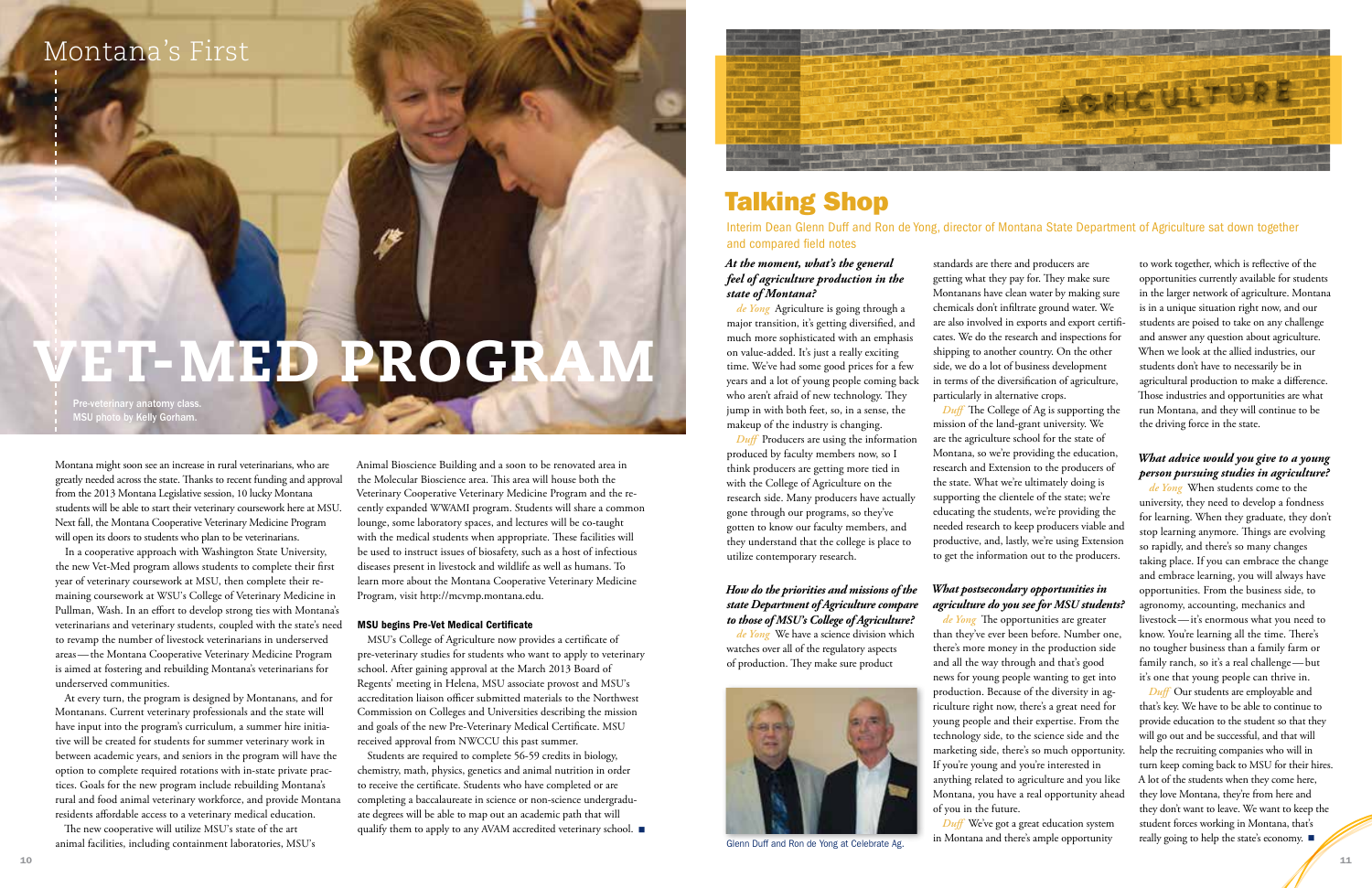# Montana's First VET-MED PROGRAM

Pre-veterinary anatomy class. MSU photo by Kelly Gorham.

Montana might soon see an increase in rural veterinarians, who are greatly needed across the state. Thanks to recent funding and approval from the 2013 Montana Legislative session, 10 lucky Montana students will be able to start their veterinary coursework here at MSU. Next fall, the Montana Cooperative Veterinary Medicine Program will open its doors to students who plan to be veterinarians.

In a cooperative approach with Washington State University, the new Vet-Med program allows students to complete their first year of veterinary coursework at MSU, then complete their remaining coursework at WSU's College of Veterinary Medicine in Pullman, Wash. In an effort to develop strong ties with Montana's veterinarians and veterinary students, coupled with the state's need to revamp the number of livestock veterinarians in underserved areas — the Montana Cooperative Veterinary Medicine Program is aimed at fostering and rebuilding Montana's veterinarians for underserved communities.

At every turn, the program is designed by Montanans, and for Montanans. Current veterinary professionals and the state will have input into the program's curriculum, a summer hire initiative will be created for students for summer veterinary work in between academic years, and seniors in the program will have the option to complete required rotations with in-state private practices. Goals for the new program include rebuilding Montana's rural and food animal veterinary workforce, and provide Montana residents affordable access to a veterinary medical education.

The new cooperative will utilize MSU's state of the art animal facilities, including containment laboratories, MSU's Animal Bioscience Building and a soon to be renovated area in the Molecular Bioscience area. This area will house both the Veterinary Cooperative Veterinary Medicine Program and the recently expanded WWAMI program. Students will share a common lounge, some laboratory spaces, and lectures will be co-taught with the medical students when appropriate. These facilities will be used to instruct issues of biosafety, such as a host of infectious diseases present in livestock and wildlife as well as humans. To learn more about the Montana Cooperative Veterinary Medicine Program, visit http://mcvmp.montana.edu.

### MSU begins Pre-Vet Medical Certificate

MSU's College of Agriculture now provides a certificate of pre-veterinary studies for students who want to apply to veterinary school. After gaining approval at the March 2013 Board of Regents' meeting in Helena, MSU associate provost and MSU's accreditation liaison officer submitted materials to the Northwest Commission on Colleges and Universities describing the mission and goals of the new Pre-Veterinary Medical Certificate. MSU received approval from NWCCU this past summer.

Students are required to complete 56-59 credits in biology, chemistry, math, physics, genetics and animal nutrition in order to receive the certificate. Students who have completed or are completing a baccalaureate in science or non-science undergraduate degrees will be able to map out an academic path that will qualify them to apply to any AVAM accredited veterinary school. ■

AGRICULTURE

# Talking Shop

Interim Dean Glenn Duff and Ron de Yong, director of Montana State Department of Agriculture sat down together and compared field notes

***At the moment, what's the general feel of agriculture production in the state of Montana?***

*de Yong* Agriculture is going through a major transition, it's getting diversified, and much more sophisticated with an emphasis on value-added. It's just a really exciting time. We've had some good prices for a few years and a lot of young people coming back who aren't afraid of new technology. They jump in with both feet, so, in a sense, the makeup of the industry is changing.

*Duff* Producers are using the information produced by faculty members now, so I think producers are getting more tied in with the College of Agriculture on the research side. Many producers have actually gone through our programs, so they've gotten to know our faculty members, and they understand that the college is place to utilize contemporary research.

***How do the priorities and missions of the state Department of Agriculture compare to those of MSU's College of Agriculture?***

*de Yong* We have a science division which watches over all of the regulatory aspects of production. They make sure product standards are there and producers are getting what they pay for. They make sure Montanans have clean water by making sure chemicals don't infiltrate ground water. We are also involved in exports and export certificates. We do the research and inspections for shipping to another country. On the other side, we do a lot of business development in terms of the diversification of agriculture, particularly in alternative crops.

*Duff* The College of Ag is supporting the mission of the land-grant university. We are the agriculture school for the state of Montana, so we're providing the education, research and Extension to the producers of the state. What we're ultimately doing is supporting the clientele of the state; we're educating the students, we're providing the needed research to keep producers viable and productive, and, lastly, we're using Extension to get the information out to the producers.

Glenn Duff and Ron de Yong at Celebrate Ag.

***What postsecondary opportunities in agriculture do you see for MSU students?***

*de Yong* The opportunities are greater than they've ever been before. Number one, there's more money in the production side and all the way through and that's good news for young people wanting to get into production. Because of the diversity in agriculture right now, there's a great need for young people and their expertise. From the technology side, to the science side and the marketing side, there's so much opportunity. If you're young and you're interested in anything related to agriculture and you like Montana, you have a real opportunity ahead of you in the future.

*Duff* We've got a great education system in Montana and there's ample opportunity to work together, which is reflective of the opportunities currently available for students in the larger network of agriculture. Montana is in a unique situation right now, and our students are poised to take on any challenge and answer any question about agriculture. When we look at the allied industries, our students don't have to necessarily be in agricultural production to make a difference. Those industries and opportunities are what run Montana, and they will continue to be the driving force in the state.

***What advice would you give to a young person pursuing studies in agriculture?***

*de Yong* When students come to the university, they need to develop a fondness for learning. When they graduate, they don't stop learning anymore. Things are evolving so rapidly, and there's so many changes taking place. If you can embrace the change and embrace learning, you will always have opportunities. From the business side, to agronomy, accounting, mechanics and livestock — it's enormous what you need to know. You're learning all the time. There's no tougher business than a family farm or family ranch, so it's a real challenge — but it's one that young people can thrive in.

*Duff* Our students are employable and that's key. We have to be able to continue to provide education to the student so that they will go out and be successful, and that will help the recruiting companies who will in turn keep coming back to MSU for their hires. A lot of the students when they come here, they love Montana, they're from here and they don't want to leave. We want to keep the student forces working in Montana, that's really going to help the state's economy. ■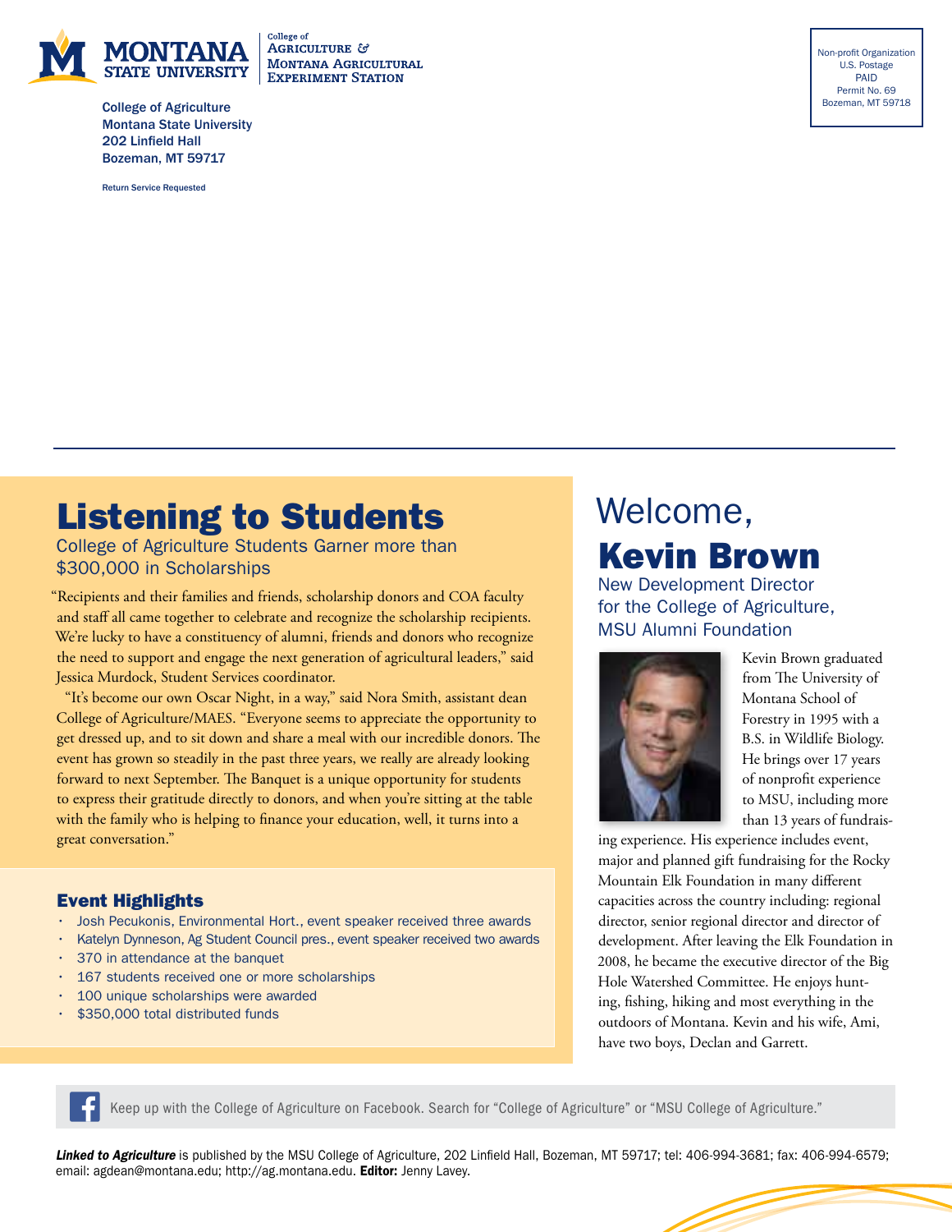MONTANA STATE UNIVERSITY

College of Agriculture & Montana Agricultural Experiment Station

College of Agriculture
Montana State University
202 Linfield Hall
Bozeman, MT 59717

Return Service Requested

Non-profit Organization
U.S. Postage
PAID
Permit No. 69
Bozeman, MT 59718

# Listening to Students

## College of Agriculture Students Garner more than $300,000 in Scholarships

"Recipients and their families and friends, scholarship donors and COA faculty and staff all came together to celebrate and recognize the scholarship recipients. We're lucky to have a constituency of alumni, friends and donors who recognize the need to support and engage the next generation of agricultural leaders," said Jessica Murdock, Student Services coordinator.

"It's become our own Oscar Night, in a way," said Nora Smith, assistant dean College of Agriculture/MAES. "Everyone seems to appreciate the opportunity to get dressed up, and to sit down and share a meal with our incredible donors. The event has grown so steadily in the past three years, we really are already looking forward to next September. The Banquet is a unique opportunity for students to express their gratitude directly to donors, and when you're sitting at the table with the family who is helping to finance your education, well, it turns into a great conversation."

### Event Highlights

- Josh Pecukonis, Environmental Hort., event speaker received three awards
- Katelyn Dynneson, Ag Student Council pres., event speaker received two awards
- 370 in attendance at the banquet
- 167 students received one or more scholarships
- 100 unique scholarships were awarded
- $350,000 total distributed funds

# Welcome, Kevin Brown

## New Development Director for the College of Agriculture, MSU Alumni Foundation

Kevin Brown graduated from The University of Montana School of Forestry in 1995 with a B.S. in Wildlife Biology. He brings over 17 years of nonprofit experience to MSU, including more than 13 years of fundraising experience. His experience includes event, major and planned gift fundraising for the Rocky Mountain Elk Foundation in many different capacities across the country including: regional director, senior regional director and director of development. After leaving the Elk Foundation in 2008, he became the executive director of the Big Hole Watershed Committee. He enjoys hunting, fishing, hiking and most everything in the outdoors of Montana. Kevin and his wife, Ami, have two boys, Declan and Garrett.

Keep up with the College of Agriculture on Facebook. Search for "College of Agriculture" or "MSU College of Agriculture."

***Linked to Agriculture*** is published by the MSU College of Agriculture, 202 Linfield Hall, Bozeman, MT 59717; tel: 406-994-3681; fax: 406-994-6579; email: agdean@montana.edu; http://ag.montana.edu. **Editor:** Jenny Lavey.